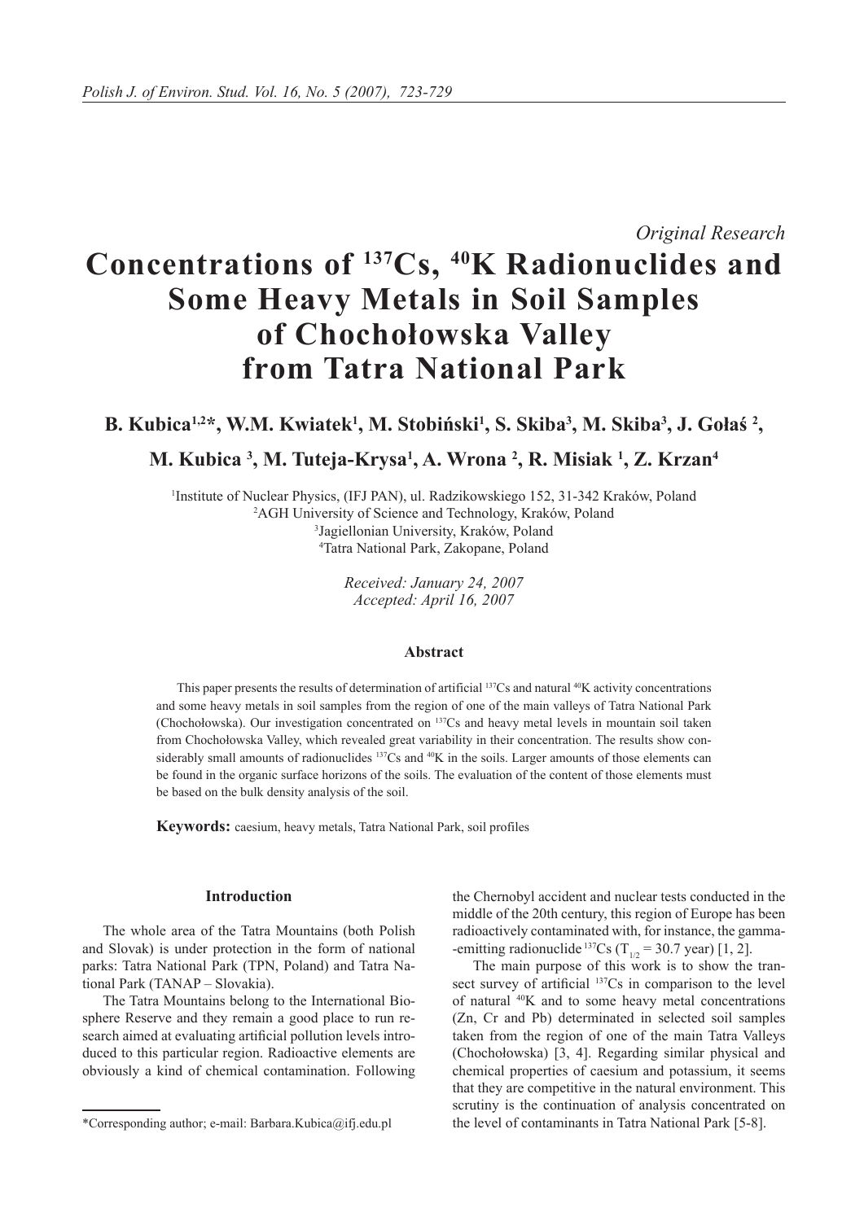*Original Research*

# Concentrations of $^{137}Cs$, $^{40}K$ Radionuclides and Some Heavy Metals in Soil Samples of Chochołowska Valley from Tatra National Park

**B. Kubica[1,2]\*, W.M. Kwiatek[1], M. Stobiński[1], S. Skiba[3], M. Skiba[3], J. Gołaś [2], M. Kubica [3], M. Tuteja-Krysa[1], A. Wrona [2], R. Misiak [1], Z. Krzan[4]**

[1]Institute of Nuclear Physics, (IFJ PAN), ul. Radzikowskiego 152, 31-342 Kraków, Poland
[2]AGH University of Science and Technology, Kraków, Poland
[3]Jagiellonian University, Kraków, Poland
[4]Tatra National Park, Zakopane, Poland

*Received: January 24, 2007*
*Accepted: April 16, 2007*

### Abstract

This paper presents the results of determination of artificial $^{137}Cs$ and natural $^{40}K$ activity concentrations and some heavy metals in soil samples from the region of one of the main valleys of Tatra National Park (Chochołowska). Our investigation concentrated on $^{137}Cs$ and heavy metal levels in mountain soil taken from Chochołowska Valley, which revealed great variability in their concentration. The results show considerably small amounts of radionuclides $^{137}Cs$ and $^{40}K$ in the soils. Larger amounts of those elements can be found in the organic surface horizons of the soils. The evaluation of the content of those elements must be based on the bulk density analysis of the soil.

**Keywords:** caesium, heavy metals, Tatra National Park, soil profiles

## Introduction

The whole area of the Tatra Mountains (both Polish and Slovak) is under protection in the form of national parks: Tatra National Park (TPN, Poland) and Tatra National Park (TANAP – Slovakia).

The Tatra Mountains belong to the International Biosphere Reserve and they remain a good place to run research aimed at evaluating artificial pollution levels introduced to this particular region. Radioactive elements are obviously a kind of chemical contamination. Following the Chernobyl accident and nuclear tests conducted in the middle of the 20th century, this region of Europe has been radioactively contaminated with, for instance, the gamma-emitting radionuclide $^{137}Cs$ ($T_{1/2}$ = 30.7 year) [1, 2].

The main purpose of this work is to show the transect survey of artificial $^{137}Cs$ in comparison to the level of natural $^{40}K$ and to some heavy metal concentrations (Zn, Cr and Pb) determined in selected soil samples taken from the region of one of the main Tatra Valleys (Chochołowska) [3, 4]. Regarding similar physical and chemical properties of caesium and potassium, it seems that they are competitive in the natural environment. This scrutiny is the continuation of analysis concentrated on the level of contaminants in Tatra National Park [5-8].

\*Corresponding author; e-mail: Barbara.Kubica@ifj.edu.pl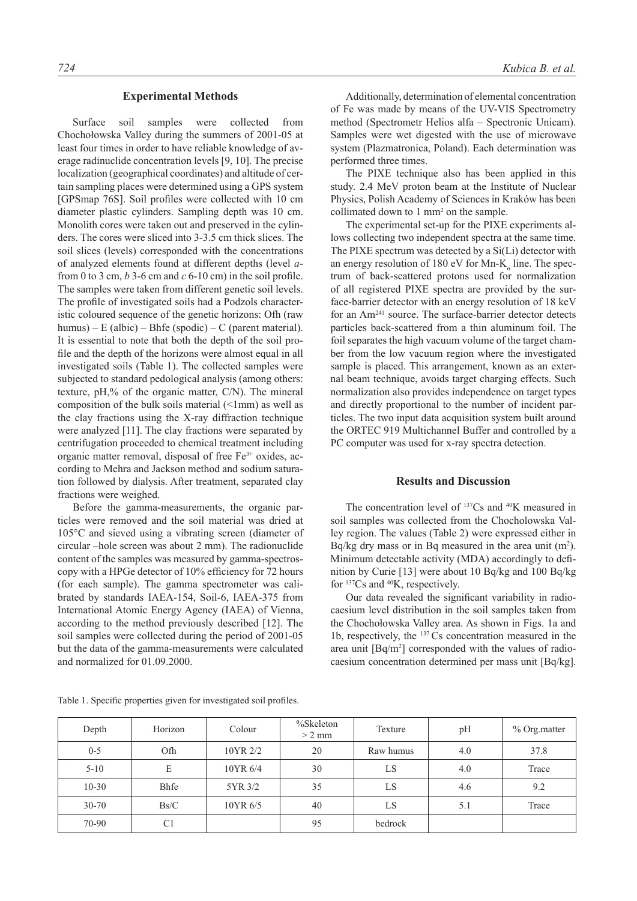## Experimental Methods

Surface soil samples were collected from Chochołowska Valley during the summers of 2001-05 at least four times in order to have reliable knowledge of average radinuclide concentration levels [9, 10]. The precise localization (geographical coordinates) and altitude of certain sampling places were determined using a GPS system [GPSmap 76S]. Soil profiles were collected with 10 cm diameter plastic cylinders. Sampling depth was 10 cm. Monolith cores were taken out and preserved in the cylinders. The cores were sliced into 3-3.5 cm thick slices. The soil slices (levels) corresponded with the concentrations of analyzed elements found at different depths (level *a*- from 0 to 3 cm, *b* 3-6 cm and *c* 6-10 cm) in the soil profile. The samples were taken from different genetic soil levels. The profile of investigated soils had a Podzols characteristic coloured sequence of the genetic horizons: Ofh (raw humus) – E (albic) – Bhfe (spodic) – C (parent material). It is essential to note that both the depth of the soil profile and the depth of the horizons were almost equal in all investigated soils (Table 1). The collected samples were subjected to standard pedological analysis (among others: texture, pH,% of the organic matter, C/N). The mineral composition of the bulk soils material (<1mm) as well as the clay fractions using the X-ray diffraction technique were analyzed [11]. The clay fractions were separated by centrifugation proceeded to chemical treatment including organic matter removal, disposal of free $Fe^{3+}$ oxides, according to Mehra and Jackson method and sodium saturation followed by dialysis. After treatment, separated clay fractions were weighed.

Before the gamma-measurements, the organic particles were removed and the soil material was dried at 105°C and sieved using a vibrating screen (diameter of circular –hole screen was about 2 mm). The radionuclide content of the samples was measured by gamma-spectroscopy with a HPGe detector of 10% efficiency for 72 hours (for each sample). The gamma spectrometer was calibrated by standards IAEA-154, Soil-6, IAEA-375 from International Atomic Energy Agency (IAEA) of Vienna, according to the method previously described [12]. The soil samples were collected during the period of 2001-05 but the data of the gamma-measurements were calculated and normalized for 01.09.2000.

Additionally, determination of elemental concentration of Fe was made by means of the UV-VIS Spectrometry method (Spectrometr Helios alfa – Spectronic Unicam). Samples were wet digested with the use of microwave system (Plazmatronica, Poland). Each determination was performed three times.

The PIXE technique also has been applied in this study. 2.4 MeV proton beam at the Institute of Nuclear Physics, Polish Academy of Sciences in Kraków has been collimated down to 1 $mm^2$ on the sample.

The experimental set-up for the PIXE experiments allows collecting two independent spectra at the same time. The PIXE spectrum was detected by a Si(Li) detector with an energy resolution of 180 eV for Mn-$K_\alpha$ line. The spectrum of back-scattered protons used for normalization of all registered PIXE spectra are provided by the surface-barrier detector with an energy resolution of 18 keV for an $Am^{241}$ source. The surface-barrier detector detects particles back-scattered from a thin aluminum foil. The foil separates the high vacuum volume of the target chamber from the low vacuum region where the investigated sample is placed. This arrangement, known as an external beam technique, avoids target charging effects. Such normalization also provides independence on target types and directly proportional to the number of incident particles. The two input data acquisition system built around the ORTEC 919 Multichannel Buffer and controlled by a PC computer was used for x-ray spectra detection.

## Results and Discussion

The concentration level of $^{137}$Cs and $^{40}$K measured in soil samples was collected from the Chocholowska Valley region. The values (Table 2) were expressed either in Bq/kg dry mass or in Bq measured in the area unit ($m^2$). Minimum detectable activity (MDA) accordingly to definition by Curie [13] were about 10 Bq/kg and 100 Bq/kg for $^{137}$Cs and $^{40}$K, respectively.

Our data revealed the significant variability in radiocaesium level distribution in the soil samples taken from the Chochołowska Valley area. As shown in Figs. 1a and 1b, respectively, the $^{137}$Cs concentration measured in the area unit [Bq/$m^2$] corresponded with the values of radiocaesium concentration determined per mass unit [Bq/kg].

Table 1. Specific properties given for investigated soil profiles.

| Depth | Horizon | Colour | %Skeleton > 2 mm | Texture | pH | % Org.matter |
|---|---|---|---|---|---|---|
| 0-5 | Ofh | 10YR 2/2 | 20 | Raw humus | 4.0 | 37.8 |
| 5-10 | E | 10YR 6/4 | 30 | LS | 4.0 | Trace |
| 10-30 | Bhfe | 5YR 3/2 | 35 | LS | 4.6 | 9.2 |
| 30-70 | Bs/C | 10YR 6/5 | 40 | LS | 5.1 | Trace |
| 70-90 | C1 | | 95 | bedrock | | |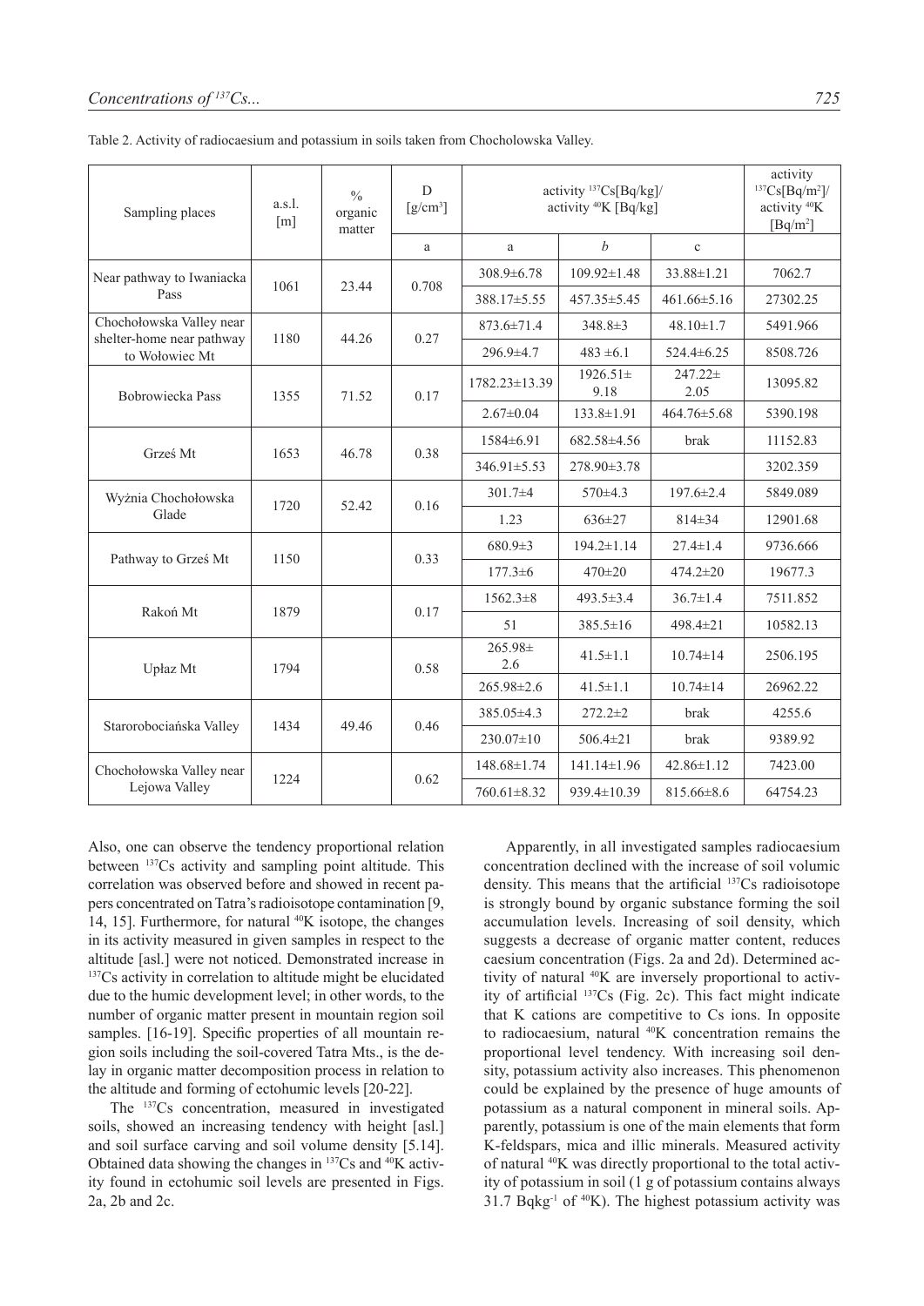Table 2. Activity of radiocaesium and potassium in soils taken from Chocholowska Valley.

| Sampling places | a.s.l. [m] | % organic matter | D [g/cm$^3$] | activity $^{137}$Cs[Bq/kg]/ activity $^{40}$K [Bq/kg] | | | activity $^{137}$Cs[Bq/m$^2$]/ activity $^{40}$K [Bq/m$^2$] |
|---|---|---|---|---|---|---|---|
| | | | a | a | *b* | c | |
| Near pathway to Iwaniacka Pass | 1061 | 23.44 | 0.708 | 308.9±6.78 | 109.92±1.48 | 33.88±1.21 | 7062.7 |
| | | | | 388.17±5.55 | 457.35±5.45 | 461.66±5.16 | 27302.25 |
| Chochołowska Valley near shelter-home near pathway to Wołowiec Mt | 1180 | 44.26 | 0.27 | 873.6±71.4 | 348.8±3 | 48.10±1.7 | 5491.966 |
| | | | | 296.9±4.7 | 483 ±6.1 | 524.4±6.25 | 8508.726 |
| Bobrowiecka Pass | 1355 | 71.52 | 0.17 | 1782.23±13.39 | 1926.51± 9.18 | 247.22± 2.05 | 13095.82 |
| | | | | 2.67±0.04 | 133.8±1.91 | 464.76±5.68 | 5390.198 |
| Grześ Mt | 1653 | 46.78 | 0.38 | 1584±6.91 | 682.58±4.56 | brak | 11152.83 |
| | | | | 346.91±5.53 | 278.90±3.78 | | 3202.359 |
| Wyżnia Chochołowska Glade | 1720 | 52.42 | 0.16 | 301.7±4 | 570±4.3 | 197.6±2.4 | 5849.089 |
| | | | | 1.23 | 636±27 | 814±34 | 12901.68 |
| Pathway to Grześ Mt | 1150 | | 0.33 | 680.9±3 | 194.2±1.14 | 27.4±1.4 | 9736.666 |
| | | | | 177.3±6 | 470±20 | 474.2±20 | 19677.3 |
| Rakoń Mt | 1879 | | 0.17 | 1562.3±8 | 493.5±3.4 | 36.7±1.4 | 7511.852 |
| | | | | 51 | 385.5±16 | 498.4±21 | 10582.13 |
| Upłaz Mt | 1794 | | 0.58 | 265.98± 2.6 | 41.5±1.1 | 10.74±14 | 2506.195 |
| | | | | 265.98±2.6 | 41.5±1.1 | 10.74±14 | 26962.22 |
| Starorobociańska Valley | 1434 | 49.46 | 0.46 | 385.05±4.3 | 272.2±2 | brak | 4255.6 |
| | | | | 230.07±10 | 506.4±21 | brak | 9389.92 |
| Chochołowska Valley near Lejowa Valley | 1224 | | 0.62 | 148.68±1.74 | 141.14±1.96 | 42.86±1.12 | 7423.00 |
| | | | | 760.61±8.32 | 939.4±10.39 | 815.66±8.6 | 64754.23 |

Also, one can observe the tendency proportional relation between $^{137}$Cs activity and sampling point altitude. This correlation was observed before and showed in recent papers concentrated on Tatra's radioisotope contamination [9, 14, 15]. Furthermore, for natural $^{40}$K isotope, the changes in its activity measured in given samples in respect to the altitude [asl.] were not noticed. Demonstrated increase in $^{137}$Cs activity in correlation to altitude might be elucidated due to the humic development level; in other words, to the number of organic matter present in mountain region soil samples. [16-19]. Specific properties of all mountain region soils including the soil-covered Tatra Mts., is the delay in organic matter decomposition process in relation to the altitude and forming of ectohumic levels [20-22].

The $^{137}$Cs concentration, measured in investigated soils, showed an increasing tendency with height [asl.] and soil surface carving and soil volume density [5.14]. Obtained data showing the changes in $^{137}$Cs and $^{40}$K activity found in ectohumic soil levels are presented in Figs. 2a, 2b and 2c.

Apparently, in all investigated samples radiocaesium concentration declined with the increase of soil volumic density. This means that the artificial $^{137}$Cs radioisotope is strongly bound by organic substance forming the soil accumulation levels. Increasing of soil density, which suggests a decrease of organic matter content, reduces caesium concentration (Figs. 2a and 2d). Determined activity of natural $^{40}$K are inversely proportional to activity of artificial $^{137}$Cs (Fig. 2c). This fact might indicate that K cations are competitive to Cs ions. In opposite to radiocaesium, natural $^{40}$K concentration remains the proportional level tendency. With increasing soil density, potassium activity also increases. This phenomenon could be explained by the presence of huge amounts of potassium as a natural component in mineral soils. Apparently, potassium is one of the main elements that form K-feldspars, mica and illic minerals. Measured activity of natural $^{40}$K was directly proportional to the total activity of potassium in soil (1 g of potassium contains always 31.7 Bqkg$^{-1}$ of $^{40}$K). The highest potassium activity was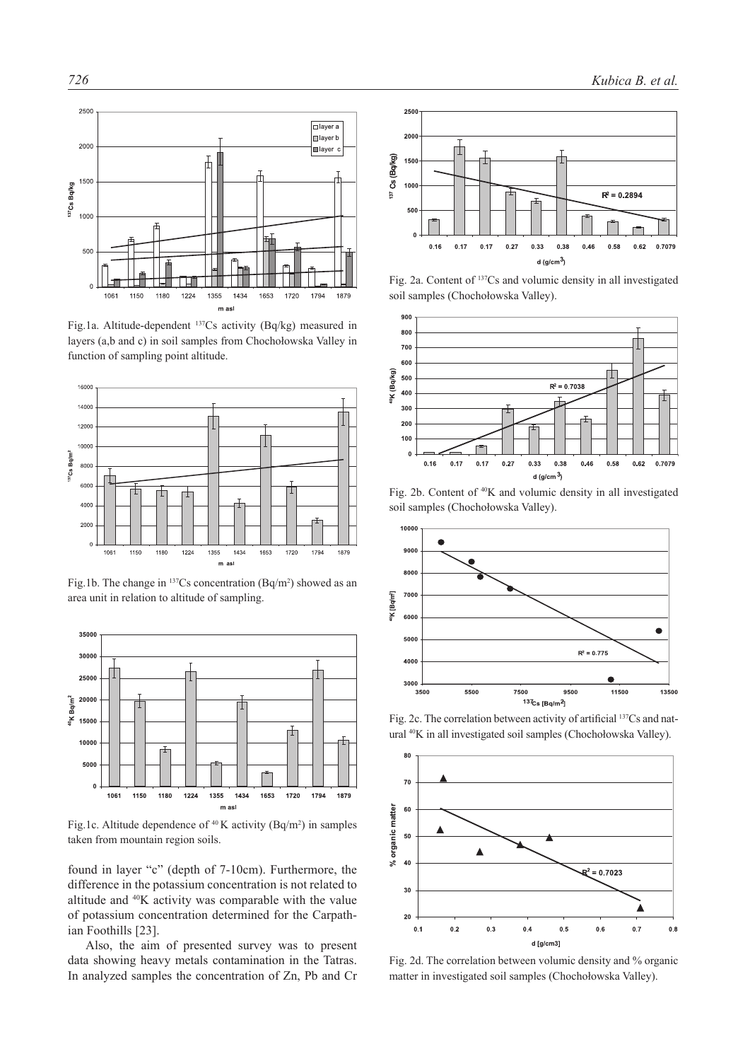2500

2000

1500

1000

500

0

$^{137}$Cs Bq/kg

layer a

layer b

layer c

1061 1150 1180 1224 1355 1434 1653 1720 1794 1879

m asl

Fig.1a. Altitude-dependent $^{137}$Cs activity (Bq/kg) measured in layers (a,b and c) in soil samples from Chochołowska Valley in function of sampling point altitude.

16000

14000

12000

10000

8000

6000

4000

2000

0

$^{137}$Cs Bq/m$^2$

1061 1150 1180 1224 1355 1434 1653 1720 1794 1879

m asl

Fig.1b. The change in $^{137}$Cs concentration (Bq/m$^2$) showed as an area unit in relation to altitude of sampling.

35000

30000

25000

20000

15000

10000

5000

0

$^{40}$K Bq/m$^2$

1061 1150 1180 1224 1355 1434 1653 1720 1794 1879

m asl

Fig.1c. Altitude dependence of $^{40}$K activity (Bq/m$^2$) in samples taken from mountain region soils.

found in layer "c" (depth of 7-10cm). Furthermore, the difference in the potassium concentration is not related to altitude and $^{40}$K activity was comparable with the value of potassium concentration determined for the Carpathian Foothills [23].

Also, the aim of presented survey was to present data showing heavy metals contamination in the Tatras. In analyzed samples the concentration of Zn, Pb and Cr

2500

2000

1500

1000

500

0

$^{137}$ Cs (Bq/kg)

$R^2 = 0.2894$

0.16 0.17 0.17 0.27 0.33 0.38 0.46 0.58 0.62 0.7079

d (g/cm$^3$)

Fig. 2a. Content of $^{137}$Cs and volumic density in all investigated soil samples (Chochołowska Valley).

900

800

700

600

500

400

300

200

100

0

$^{40}$K (Bq/kg)

$R^2 = 0.7038$

0.16 0.17 0.17 0.27 0.33 0.38 0.46 0.58 0.62 0.7079

d (g/cm$^3$)

Fig. 2b. Content of $^{40}$K and volumic density in all investigated soil samples (Chochołowska Valley).

10000

9000

8000

7000

6000

5000

4000

3000

$^{40}$K [Bq/m$^2$]

$R^2 = 0.775$

3500 5500 7500 9500 11500 13500

$^{137}$Cs [Bq/m$^2$]

Fig. 2c. The correlation between activity of artificial $^{137}$Cs and natural $^{40}$K in all investigated soil samples (Chochołowska Valley).

80

70

60

50

40

30

20

% organic matter

$R^2 = 0.7023$

0.1 0.2 0.3 0.4 0.5 0.6 0.7 0.8

d [g/cm3]

Fig. 2d. The correlation between volumic density and % organic matter in investigated soil samples (Chochołowska Valley).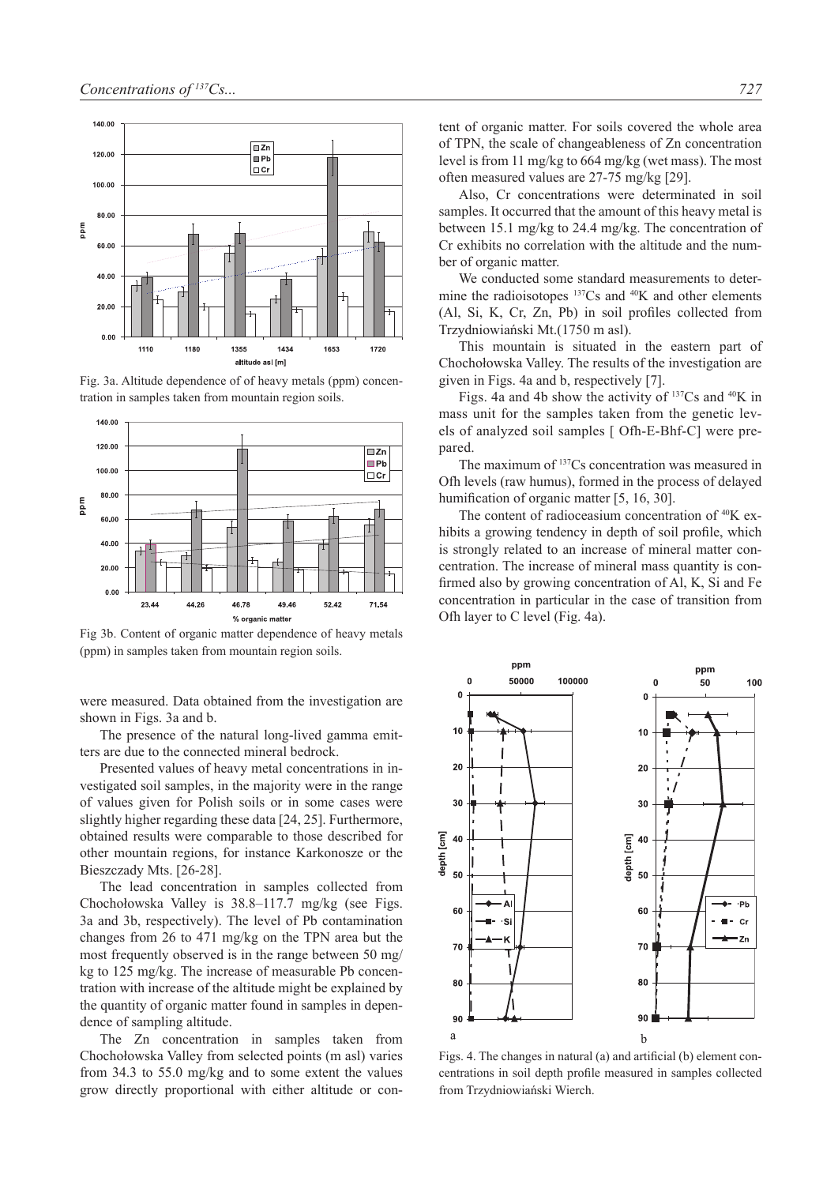140.00

120.00

100.00

80.00

60.00

40.00

20.00

0.00

ppm

Zn
Pb
Cr

1110 1180 1355 1434 1653 1720

altitude asl [m]

Fig. 3a. Altitude dependence of of heavy metals (ppm) concentration in samples taken from mountain region soils.

140.00

120.00

100.00

80.00

60.00

40.00

20.00

0.00

ppm

Zn
Pb
Cr

23.44 44.26 46.78 49.46 52.42 71.54

% organic matter

Fig 3b. Content of organic matter dependence of heavy metals (ppm) in samples taken from mountain region soils.

were measured. Data obtained from the investigation are shown in Figs. 3a and b.

The presence of the natural long-lived gamma emitters are due to the connected mineral bedrock.

Presented values of heavy metal concentrations in investigated soil samples, in the majority were in the range of values given for Polish soils or in some cases were slightly higher regarding these data [24, 25]. Furthermore, obtained results were comparable to those described for other mountain regions, for instance Karkonosze or the Bieszczady Mts. [26-28].

The lead concentration in samples collected from Chochołowska Valley is 38.8–117.7 mg/kg (see Figs. 3a and 3b, respectively). The level of Pb contamination changes from 26 to 471 mg/kg on the TPN area but the most frequently observed is in the range between 50 mg/kg to 125 mg/kg. The increase of measurable Pb concentration with increase of the altitude might be explained by the quantity of organic matter found in samples in dependence of sampling altitude.

The Zn concentration in samples taken from Chochołowska Valley from selected points (m asl) varies from 34.3 to 55.0 mg/kg and to some extent the values grow directly proportional with either altitude or content of organic matter. For soils covered the whole area of TPN, the scale of changeableness of Zn concentration level is from 11 mg/kg to 664 mg/kg (wet mass). The most often measured values are 27-75 mg/kg [29].

Also, Cr concentrations were determinated in soil samples. It occurred that the amount of this heavy metal is between 15.1 mg/kg to 24.4 mg/kg. The concentration of Cr exhibits no correlation with the altitude and the number of organic matter.

We conducted some standard measurements to determine the radioisotopes $^{137}Cs$ and $^{40}K$ and other elements (Al, Si, K, Cr, Zn, Pb) in soil profiles collected from Trzydniowiański Mt.(1750 m asl).

This mountain is situated in the eastern part of Chochołowska Valley. The results of the investigation are given in Figs. 4a and b, respectively [7].

Figs. 4a and 4b show the activity of $^{137}Cs$ and $^{40}K$ in mass unit for the samples taken from the genetic levels of analyzed soil samples [ Ofh-E-Bhf-C] were prepared.

The maximum of $^{137}Cs$ concentration was measured in Ofh levels (raw humus), formed in the process of delayed humification of organic matter [5, 16, 30].

The content of radioceasium concentration of $^{40}K$ exhibits a growing tendency in depth of soil profile, which is strongly related to an increase of mineral matter concentration. The increase of mineral mass quantity is confirmed also by growing concentration of Al, K, Si and Fe concentration in particular in the case of transition from Ofh layer to C level (Fig. 4a).

ppm

0 50000 100000

depth [cm]

0 10 20 30 40 50 60 70 80 90

Al
Si
K

a

ppm

0 50 100

depth [cm]

0 10 20 30 40 50 60 70 80 90

Pb
Cr
Zn

b

Figs. 4. The changes in natural (a) and artificial (b) element concentrations in soil depth profile measured in samples collected from Trzydniowiański Wierch.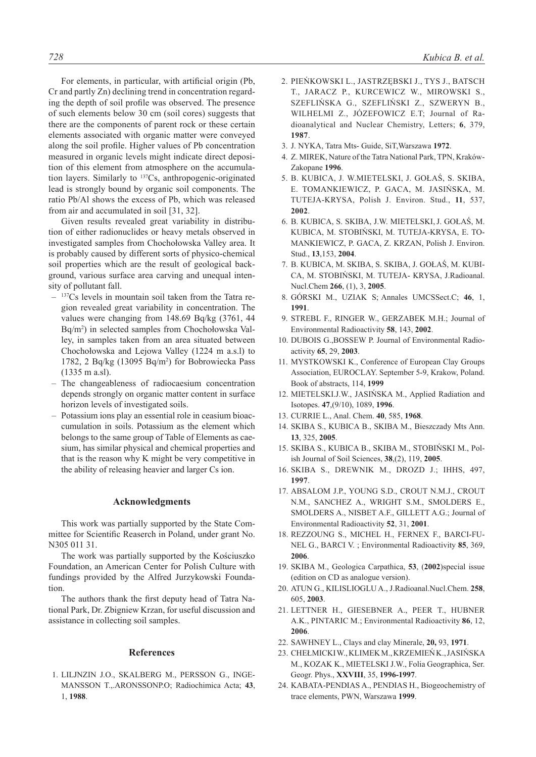For elements, in particular, with artificial origin (Pb, Cr and partly Zn) declining trend in concentration regarding the depth of soil profile was observed. The presence of such elements below 30 cm (soil cores) suggests that there are the components of parent rock or these certain elements associated with organic matter were conveyed along the soil profile. Higher values of Pb concentration measured in organic levels might indicate direct deposition of this element from atmosphere on the accumulation layers. Similarly to $^{137}Cs$, anthropogenic-originated lead is strongly bound by organic soil components. The ratio Pb/Al shows the excess of Pb, which was released from air and accumulated in soil [31, 32].

Given results revealed great variability in distribution of either radionuclides or heavy metals observed in investigated samples from Chochołowska Valley area. It is probably caused by different sorts of physico-chemical soil properties which are the result of geological background, various surface area carving and unequal intensity of pollutant fall.

- $^{137}Cs$ levels in mountain soil taken from the Tatra region revealed great variability in concentration. The values were changing from 148.69 Bq/kg (3761, 44 Bq/m$^2$) in selected samples from Chochołowska Valley, in samples taken from an area situated between Chochołowska and Lejowa Valley (1224 m a.s.l) to 1782, 2 Bq/kg (13095 Bq/m$^2$) for Bobrowiecka Pass (1335 m a.sl).
- The changeableness of radiocaesium concentration depends strongly on organic matter content in surface horizon levels of investigated soils.
- Potassium ions play an essential role in ceasium bioaccumulation in soils. Potassium as the element which belongs to the same group of Table of Elements as caesium, has similar physical and chemical properties and that is the reason why K might be very competitive in the ability of releasing heavier and larger Cs ion.

## Acknowledgments

This work was partially supported by the State Committee for Scientific Reaserch in Poland, under grant No. N305 011 31.

The work was partially supported by the Kościuszko Foundation, an American Center for Polish Culture with fundings provided by the Alfred Jurzykowski Foundation.

The authors thank the first deputy head of Tatra National Park, Dr. Zbigniew Krzan, for useful discussion and assistance in collecting soil samples.

## References

1. LILJNZIN J.O., SKALBERG M., PERSSON G., INGEMANSSON T.,.ARONSSONP.O; Radiochimica Acta; **43**, 1, **1988**.
2. PIEŃKOWSKI L., JASTRZĘBSKI J., TYS J., BATSCH T., JARACZ P., KURCEWICZ W., MIROWSKI S., SZEFLIŃSKA G., SZEFLIŃSKI Z., SZWERYN B., WILHELMI Z., JÓZEFOWICZ E.T; Journal of Radioanalytical and Nuclear Chemistry, Letters; **6**, 379, **1987**.
3. J. NYKA, Tatra Mts- Guide, SiT,Warszawa **1972**.
4. Z. MIREK, Nature of the Tatra National Park, TPN, Kraków-Zakopane **1996**.
5. B. KUBICA, J. W.MIETELSKI, J. GOŁAŚ, S. SKIBA, E. TOMANKIEWICZ, P. GACA, M. JASIŃSKA, M. TUTEJA-KRYSA, Polish J. Environ. Stud., **11**, 537, **2002**.
6. B. KUBICA, S. SKIBA, J.W. MIETELSKI, J. GOŁAŚ, M. KUBICA, M. STOBIŃSKI, M. TUTEJA-KRYSA, E. TOMANKIEWICZ, P. GACA, Z. KRZAN, Polish J. Environ. Stud., **13**,153, **2004**.
7. B. KUBICA, M. SKIBA, S. SKIBA, J. GOŁAŚ, M. KUBICA, M. STOBIŃSKI, M. TUTEJA- KRYSA, J.Radioanal. Nucl.Chem **266**, (1), 3, **2005**.
8. GÓRSKI M., UZIAK S; Annales UMCSSect.C; **46**, 1, **1991**.
9. STREBL F., RINGER W., GERZABEK M.H.; Journal of Environmental Radioactivity **58**, 143, **2002**.
10. DUBOIS G.,BOSSEW P. Journal of Environmental Radioactivity **65**, 29, **2003**.
11. MYSTKOWSKI K., Conference of European Clay Groups Association, EUROCLAY. September 5-9, Krakow, Poland. Book of abstracts, 114, **1999**
12. MIETELSKI.J.W., JASIŃSKA M., Applied Radiation and Isotopes. **47**,(9/10), 1089, **1996**.
13. CURRIE L., Anal. Chem. **40**, 585, **1968**.
14. SKIBA S., KUBICA B., SKIBA M., Bieszczady Mts Ann. **13**, 325, **2005**.
15. SKIBA S., KUBICA B., SKIBA M., STOBIŃSKI M., Polish Journal of Soil Sciences, **38**,(2), 119, **2005**.
16. SKIBA S., DREWNIK M., DROZD J.; IHHS, 497, **1997**.
17. ABSALOM J.P., YOUNG S.D., CROUT N.M.J., CROUT N.M., SANCHEZ A., WRIGHT S.M., SMOLDERS E., SMOLDERS A., NISBET A.F., GILLETT A.G.; Journal of Environmental Radioactivity **52**, 31, **2001**.
18. REZZOUNG S., MICHEL H., FERNEX F., BARCI-FUNEL G., BARCI V. ; Environmental Radioactivity **85**, 369, **2006**.
19. SKIBA M., Geologica Carpathica, **53**, (**2002**)special issue (edition on CD as analogue version).
20. ATUN G., KILISLIOGLU A., J.Radioanal.Nucl.Chem. **258**, 605, **2003**.
21. LETTNER H., GIESEBNER A., PEER T., HUBNER A.K., PINTARIC M.; Environmental Radioactivity **86**, 12, **2006**.
22. SAWHNEY L., Clays and clay Minerale, **20,** 93, **1971**.
23. CHEŁMICKI W., KLIMEK M., KRZEMIEŃ K., JASIŃSKA M., KOZAK K., MIETELSKI J.W., Folia Geographica, Ser. Geogr. Phys., **XXVIII**, 35, **1996-1997**.
24. KABATA-PENDIAS A., PENDIAS H., Biogeochemistry of trace elements, PWN, Warszawa **1999**.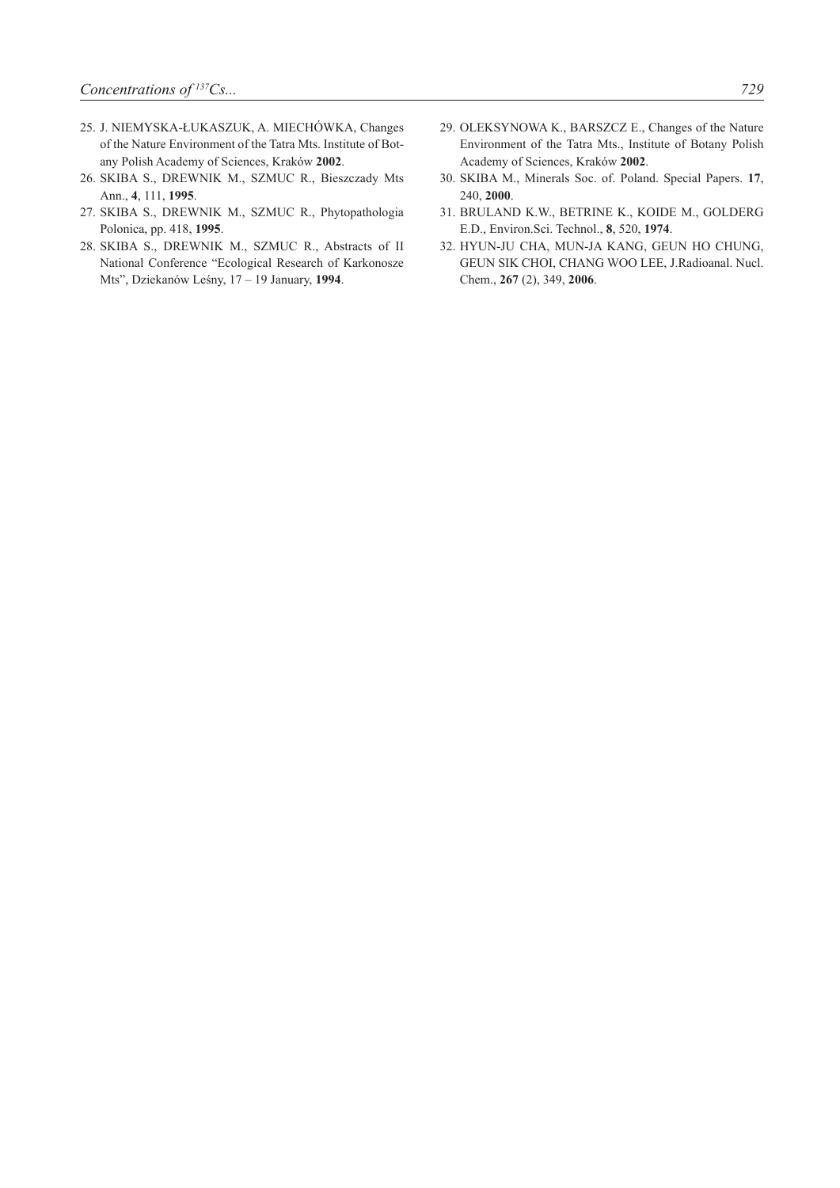25. J. NIEMYSKA-ŁUKASZUK, A. MIECHÓWKA, Changes of the Nature Environment of the Tatra Mts. Institute of Botany Polish Academy of Sciences, Kraków **2002**.
26. SKIBA S., DREWNIK M., SZMUC R., Bieszczady Mts Ann., **4**, 111, **1995**.
27. SKIBA S., DREWNIK M., SZMUC R., Phytopathologia Polonica, pp. 418, **1995**.
28. SKIBA S., DREWNIK M., SZMUC R., Abstracts of II National Conference "Ecological Research of Karkonosze Mts", Dziekanów Leśny, 17 – 19 January, **1994**.
29. OLEKSYNOWA K., BARSZCZ E., Changes of the Nature Environment of the Tatra Mts., Institute of Botany Polish Academy of Sciences, Kraków **2002**.
30. SKIBA M., Minerals Soc. of. Poland. Special Papers. **17**, 240, **2000**.
31. BRULAND K.W., BETRINE K., KOIDE M., GOLDERG E.D., Environ.Sci. Technol., **8**, 520, **1974**.
32. HYUN-JU CHA, MUN-JA KANG, GEUN HO CHUNG, GEUN SIK CHOI, CHANG WOO LEE, J.Radioanal. Nucl. Chem., **267** (2), 349, **2006**.